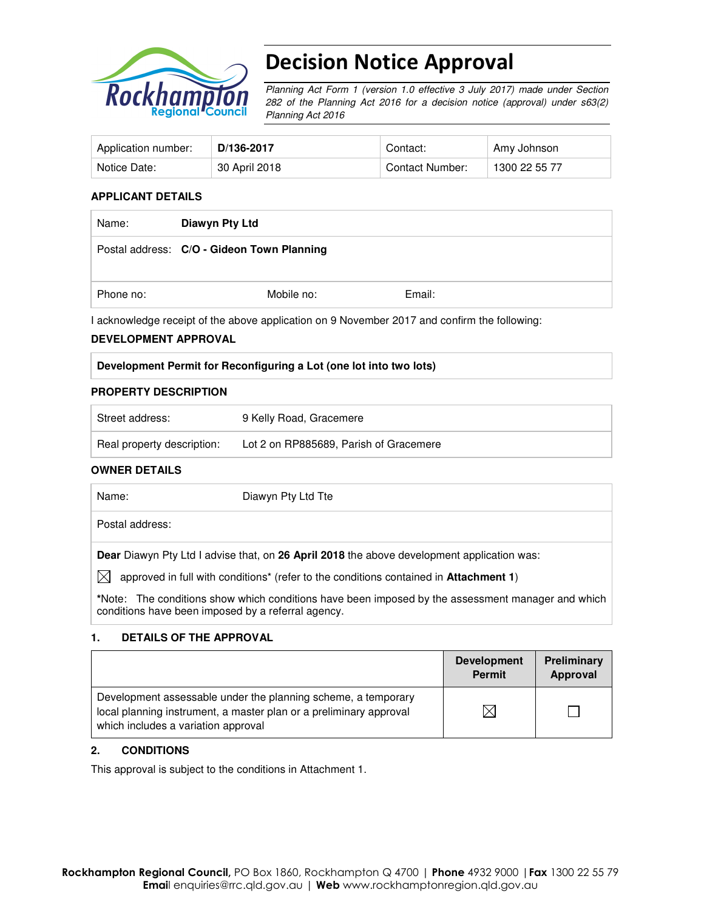# Decision Notice Approval

*Planning Act Form 1 (version 1.0 effective 3 July 2017) made under Section 282 of the Planning Act 2016 for a decision notice (approval) under s63(2) Planning Act 2016*

| Application number: | **D/136-2017** | Contact: | Amy Johnson |
|---|---|---|---|
| Notice Date: | 30 April 2018 | Contact Number: | 1300 22 55 77 |

**APPLICANT DETAILS**

| Name: | **Diawyn Pty Ltd** | | |
|---|---|---|---|
| Postal address: | **C/O - Gideon Town Planning** | | |
| Phone no: | Mobile no: | Email: | |

I acknowledge receipt of the above application on 9 November 2017 and confirm the following:

**DEVELOPMENT APPROVAL**

| **Development Permit for Reconfiguring a Lot (one lot into two lots)** |
|---|

**PROPERTY DESCRIPTION**

| Street address: | 9 Kelly Road, Gracemere |
|---|---|
| Real property description: | Lot 2 on RP885689, Parish of Gracemere |

**OWNER DETAILS**

| Name: | Diawyn Pty Ltd Tte |
|---|---|
| Postal address: | |

**Dear** Diawyn Pty Ltd I advise that, on **26 April 2018** the above development application was:

☒ approved in full with conditions* (refer to the conditions contained in **Attachment 1**)

**\***Note: The conditions show which conditions have been imposed by the assessment manager and which conditions have been imposed by a referral agency.

## 1. DETAILS OF THE APPROVAL

| | **Development Permit** | **Preliminary Approval** |
|---|---|---|
| Development assessable under the planning scheme, a temporary local planning instrument, a master plan or a preliminary approval which includes a variation approval | ☒ | ☐ |

## 2. CONDITIONS

This approval is subject to the conditions in Attachment 1.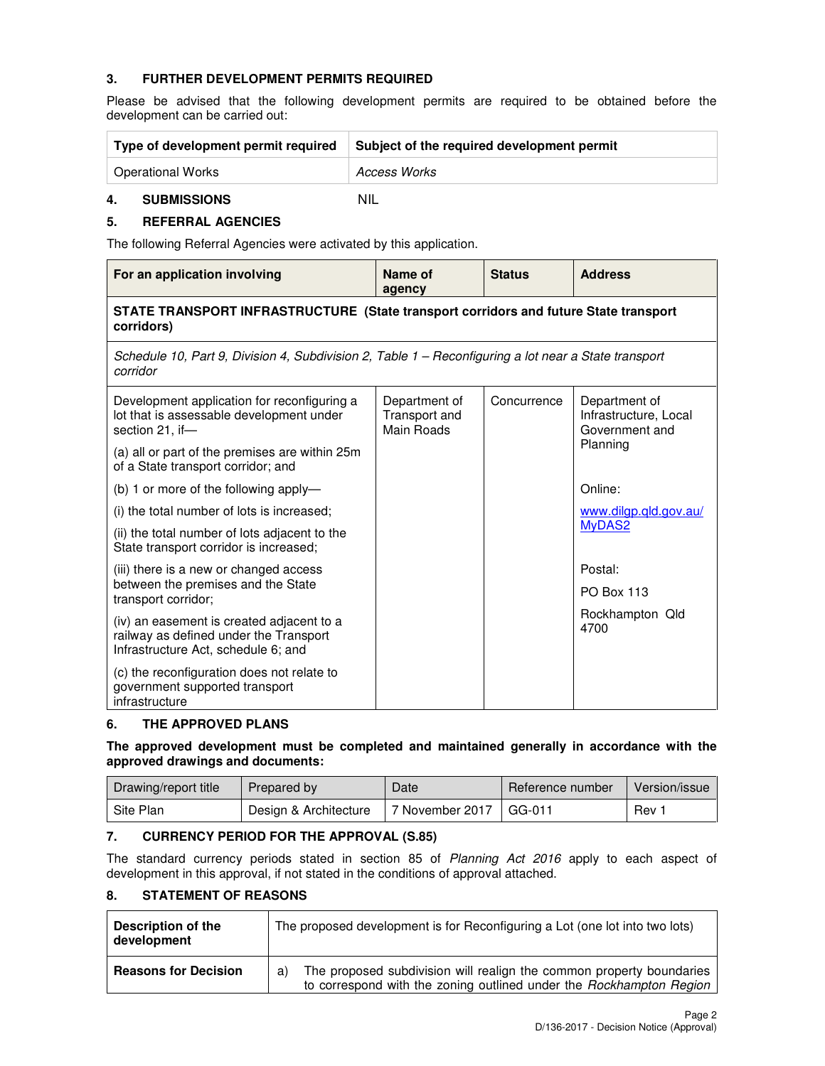## 3. FURTHER DEVELOPMENT PERMITS REQUIRED

Please be advised that the following development permits are required to be obtained before the development can be carried out:

| Type of development permit required | Subject of the required development permit |
|---|---|
| Operational Works | *Access Works* |

## 4. SUBMISSIONS

NIL

## 5. REFERRAL AGENCIES

The following Referral Agencies were activated by this application.

| For an application involving | Name of agency | Status | Address |
|---|---|---|---|
| **STATE TRANSPORT INFRASTRUCTURE (State transport corridors and future State transport corridors)** | | | |
| *Schedule 10, Part 9, Division 4, Subdivision 2, Table 1 – Reconfiguring a lot near a State transport corridor* | | | |
| Development application for reconfiguring a lot that is assessable development under section 21, if—<br>(a) all or part of the premises are within 25m of a State transport corridor; and<br>(b) 1 or more of the following apply—<br>(i) the total number of lots is increased;<br>(ii) the total number of lots adjacent to the State transport corridor is increased;<br>(iii) there is a new or changed access between the premises and the State transport corridor;<br>(iv) an easement is created adjacent to a railway as defined under the Transport Infrastructure Act, schedule 6; and<br>(c) the reconfiguration does not relate to government supported transport infrastructure | Department of Transport and Main Roads | Concurrence | Department of Infrastructure, Local Government and Planning<br><br>Online:<br>www.dilgp.qld.gov.au/MyDAS2<br><br>Postal:<br>PO Box 113<br>Rockhampton Qld 4700 |

## 6. THE APPROVED PLANS

**The approved development must be completed and maintained generally in accordance with the approved drawings and documents:**

| Drawing/report title | Prepared by | Date | Reference number | Version/issue |
|---|---|---|---|---|
| Site Plan | Design & Architecture | 7 November 2017 | GG-011 | Rev 1 |

## 7. CURRENCY PERIOD FOR THE APPROVAL (S.85)

The standard currency periods stated in section 85 of *Planning Act 2016* apply to each aspect of development in this approval, if not stated in the conditions of approval attached.

## 8. STATEMENT OF REASONS

| | |
|---|---|
| **Description of the development** | The proposed development is for Reconfiguring a Lot (one lot into two lots) |
| **Reasons for Decision** | a) The proposed subdivision will realign the common property boundaries to correspond with the zoning outlined under the *Rockhampton Region* |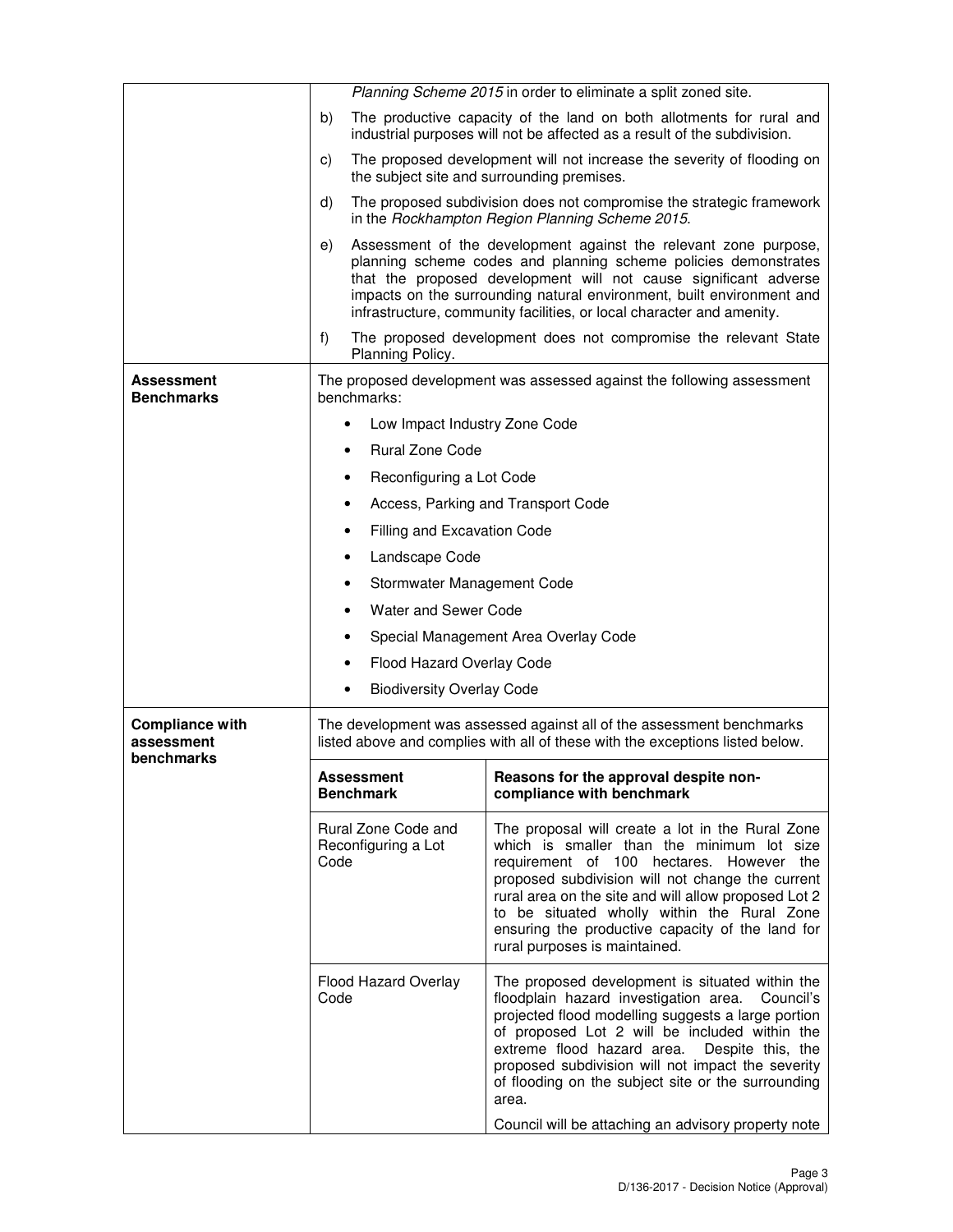| | |
|---|---|
| | *Planning Scheme 2015* in order to eliminate a split zoned site.<br>b) The productive capacity of the land on both allotments for rural and industrial purposes will not be affected as a result of the subdivision.<br>c) The proposed development will not increase the severity of flooding on the subject site and surrounding premises.<br>d) The proposed subdivision does not compromise the strategic framework in the *Rockhampton Region Planning Scheme 2015*.<br>e) Assessment of the development against the relevant zone purpose, planning scheme codes and planning scheme policies demonstrates that the proposed development will not cause significant adverse impacts on the surrounding natural environment, built environment and infrastructure, community facilities, or local character and amenity.<br>f) The proposed development does not compromise the relevant State Planning Policy. |
| **Assessment Benchmarks** | The proposed development was assessed against the following assessment benchmarks:<br>• Low Impact Industry Zone Code<br>• Rural Zone Code<br>• Reconfiguring a Lot Code<br>• Access, Parking and Transport Code<br>• Filling and Excavation Code<br>• Landscape Code<br>• Stormwater Management Code<br>• Water and Sewer Code<br>• Special Management Area Overlay Code<br>• Flood Hazard Overlay Code<br>• Biodiversity Overlay Code |
| **Compliance with assessment benchmarks** | The development was assessed against all of the assessment benchmarks listed above and complies with all of these with the exceptions listed below. |

| Assessment Benchmark | Reasons for the approval despite non-compliance with benchmark |
|---|---|
| Rural Zone Code and Reconfiguring a Lot Code | The proposal will create a lot in the Rural Zone which is smaller than the minimum lot size requirement of 100 hectares. However the proposed subdivision will not change the current rural area on the site and will allow proposed Lot 2 to be situated wholly within the Rural Zone ensuring the productive capacity of the land for rural purposes is maintained. |
| Flood Hazard Overlay Code | The proposed development is situated within the floodplain hazard investigation area. Council's projected flood modelling suggests a large portion of proposed Lot 2 will be included within the extreme flood hazard area. Despite this, the proposed subdivision will not impact the severity of flooding on the subject site or the surrounding area.<br><br>Council will be attaching an advisory property note |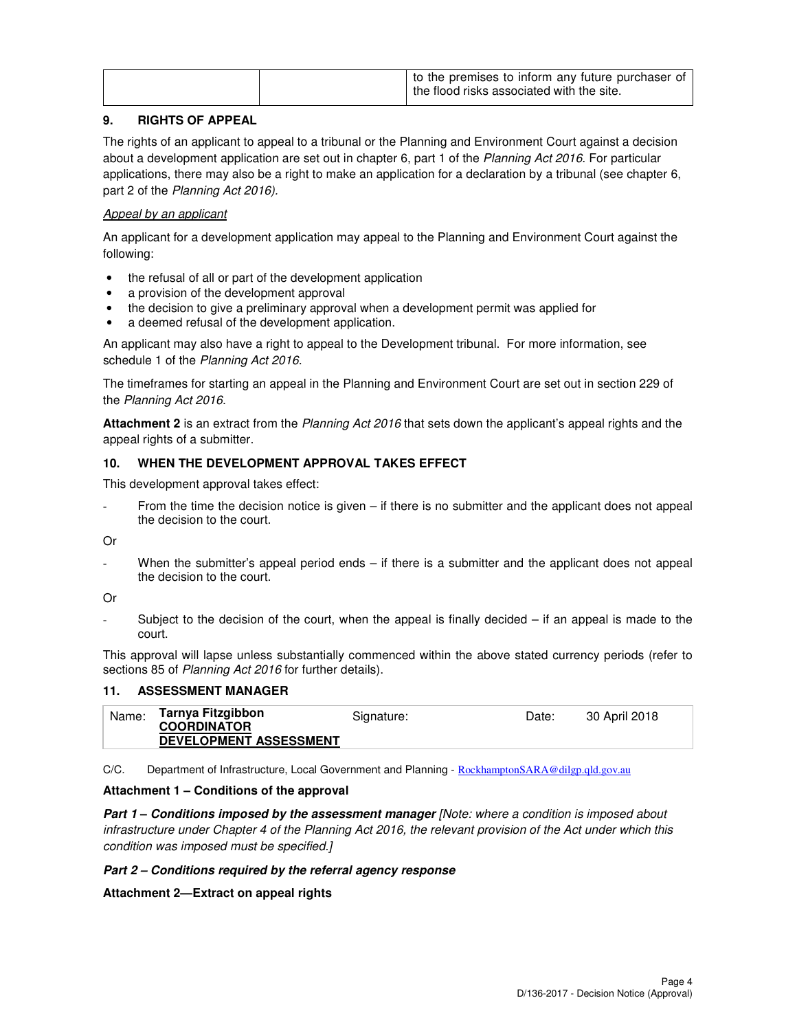| | | to the premises to inform any future purchaser of the flood risks associated with the site. |
|---|---|---|

## 9. RIGHTS OF APPEAL

The rights of an applicant to appeal to a tribunal or the Planning and Environment Court against a decision about a development application are set out in chapter 6, part 1 of the *Planning Act 2016*. For particular applications, there may also be a right to make an application for a declaration by a tribunal (see chapter 6, part 2 of the *Planning Act 2016).*

Appeal by an applicant

An applicant for a development application may appeal to the Planning and Environment Court against the following:

- the refusal of all or part of the development application
- a provision of the development approval
- the decision to give a preliminary approval when a development permit was applied for
- a deemed refusal of the development application.

An applicant may also have a right to appeal to the Development tribunal. For more information, see schedule 1 of the *Planning Act 2016*.

The timeframes for starting an appeal in the Planning and Environment Court are set out in section 229 of the *Planning Act 2016*.

**Attachment 2** is an extract from the *Planning Act 2016* that sets down the applicant's appeal rights and the appeal rights of a submitter.

## 10. WHEN THE DEVELOPMENT APPROVAL TAKES EFFECT

This development approval takes effect:

- From the time the decision notice is given – if there is no submitter and the applicant does not appeal the decision to the court.

Or

- When the submitter's appeal period ends – if there is a submitter and the applicant does not appeal the decision to the court.

Or

- Subject to the decision of the court, when the appeal is finally decided – if an appeal is made to the court.

This approval will lapse unless substantially commenced within the above stated currency periods (refer to sections 85 of *Planning Act 2016* for further details).

## 11. ASSESSMENT MANAGER

| Name: | **Tarnya Fitzgibbon**<br>**COORDINATOR**<br>**DEVELOPMENT ASSESSMENT** | Signature: | Date: | 30 April 2018 |
|---|---|---|---|---|

C/C. Department of Infrastructure, Local Government and Planning - RockhamptonSARA@dilgp.qld.gov.au

**Attachment 1 – Conditions of the approval**

***Part 1 – Conditions imposed by the assessment manager*** *[Note: where a condition is imposed about infrastructure under Chapter 4 of the Planning Act 2016, the relevant provision of the Act under which this condition was imposed must be specified.]*

***Part 2 – Conditions required by the referral agency response***

**Attachment 2—Extract on appeal rights**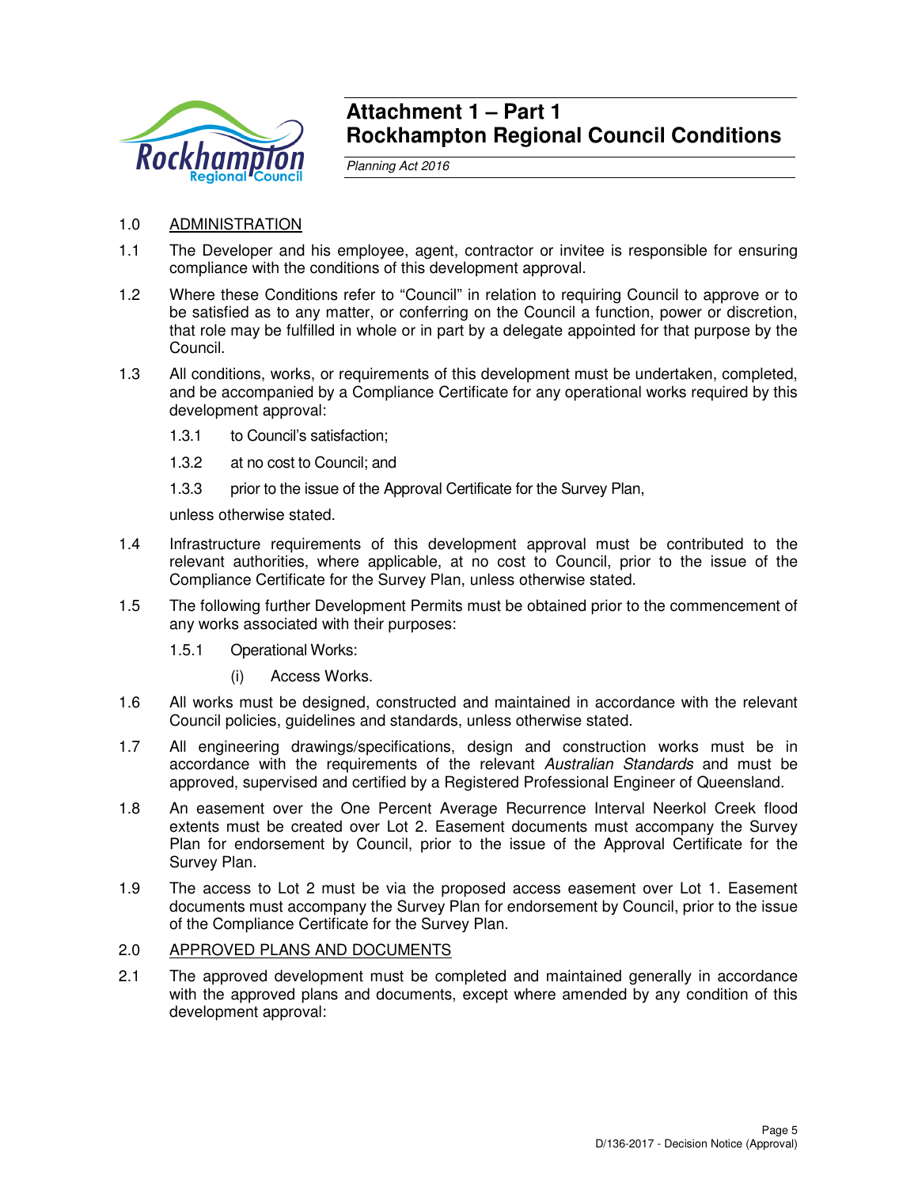# Attachment 1 – Part 1
# Rockhampton Regional Council Conditions

*Planning Act 2016*

1.0 ADMINISTRATION

1.1 The Developer and his employee, agent, contractor or invitee is responsible for ensuring compliance with the conditions of this development approval.

1.2 Where these Conditions refer to "Council" in relation to requiring Council to approve or to be satisfied as to any matter, or conferring on the Council a function, power or discretion, that role may be fulfilled in whole or in part by a delegate appointed for that purpose by the Council.

1.3 All conditions, works, or requirements of this development must be undertaken, completed, and be accompanied by a Compliance Certificate for any operational works required by this development approval:

1.3.1 to Council's satisfaction;

1.3.2 at no cost to Council; and

1.3.3 prior to the issue of the Approval Certificate for the Survey Plan,

unless otherwise stated.

1.4 Infrastructure requirements of this development approval must be contributed to the relevant authorities, where applicable, at no cost to Council, prior to the issue of the Compliance Certificate for the Survey Plan, unless otherwise stated.

1.5 The following further Development Permits must be obtained prior to the commencement of any works associated with their purposes:

1.5.1 Operational Works:

(i) Access Works.

1.6 All works must be designed, constructed and maintained in accordance with the relevant Council policies, guidelines and standards, unless otherwise stated.

1.7 All engineering drawings/specifications, design and construction works must be in accordance with the requirements of the relevant *Australian Standards* and must be approved, supervised and certified by a Registered Professional Engineer of Queensland.

1.8 An easement over the One Percent Average Recurrence Interval Neerkol Creek flood extents must be created over Lot 2. Easement documents must accompany the Survey Plan for endorsement by Council, prior to the issue of the Approval Certificate for the Survey Plan.

1.9 The access to Lot 2 must be via the proposed access easement over Lot 1. Easement documents must accompany the Survey Plan for endorsement by Council, prior to the issue of the Compliance Certificate for the Survey Plan.

2.0 APPROVED PLANS AND DOCUMENTS

2.1 The approved development must be completed and maintained generally in accordance with the approved plans and documents, except where amended by any condition of this development approval: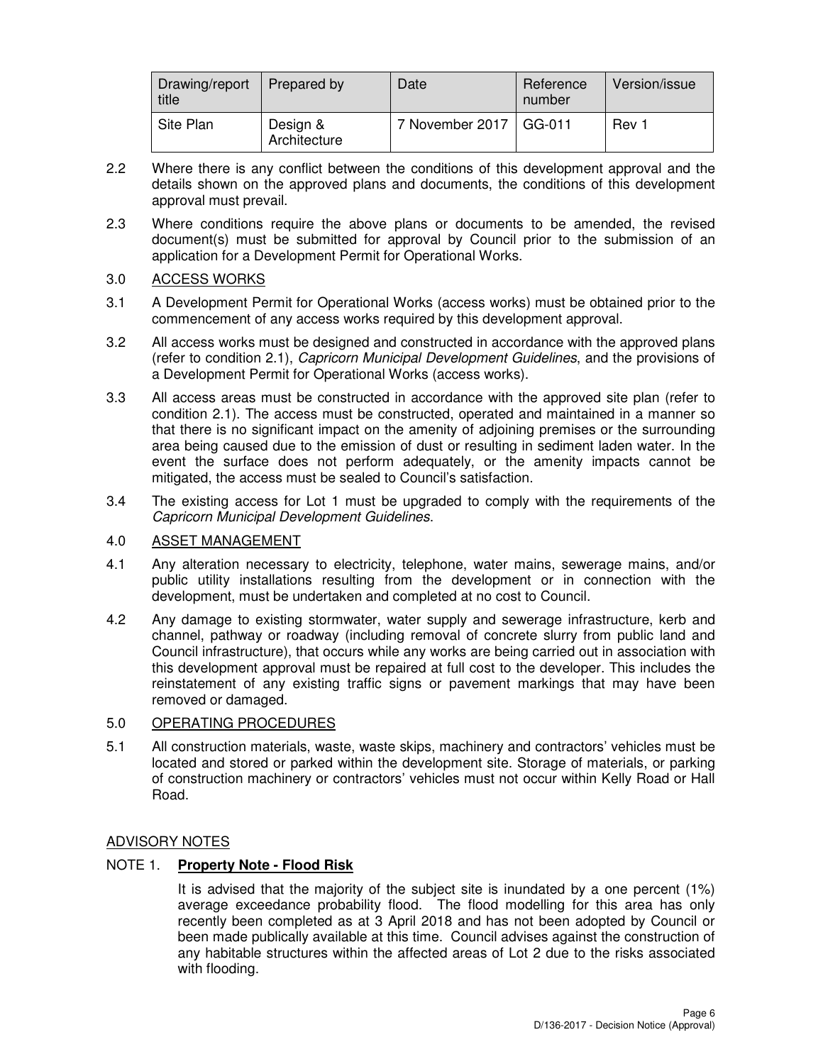| Drawing/report title | Prepared by | Date | Reference number | Version/issue |
|---|---|---|---|---|
| Site Plan | Design & Architecture | 7 November 2017 | GG-011 | Rev 1 |

2.2 Where there is any conflict between the conditions of this development approval and the details shown on the approved plans and documents, the conditions of this development approval must prevail.

2.3 Where conditions require the above plans or documents to be amended, the revised document(s) must be submitted for approval by Council prior to the submission of an application for a Development Permit for Operational Works.

3.0 ACCESS WORKS

3.1 A Development Permit for Operational Works (access works) must be obtained prior to the commencement of any access works required by this development approval.

3.2 All access works must be designed and constructed in accordance with the approved plans (refer to condition 2.1), *Capricorn Municipal Development Guidelines*, and the provisions of a Development Permit for Operational Works (access works).

3.3 All access areas must be constructed in accordance with the approved site plan (refer to condition 2.1). The access must be constructed, operated and maintained in a manner so that there is no significant impact on the amenity of adjoining premises or the surrounding area being caused due to the emission of dust or resulting in sediment laden water. In the event the surface does not perform adequately, or the amenity impacts cannot be mitigated, the access must be sealed to Council's satisfaction.

3.4 The existing access for Lot 1 must be upgraded to comply with the requirements of the *Capricorn Municipal Development Guidelines*.

4.0 ASSET MANAGEMENT

4.1 Any alteration necessary to electricity, telephone, water mains, sewerage mains, and/or public utility installations resulting from the development or in connection with the development, must be undertaken and completed at no cost to Council.

4.2 Any damage to existing stormwater, water supply and sewerage infrastructure, kerb and channel, pathway or roadway (including removal of concrete slurry from public land and Council infrastructure), that occurs while any works are being carried out in association with this development approval must be repaired at full cost to the developer. This includes the reinstatement of any existing traffic signs or pavement markings that may have been removed or damaged.

5.0 OPERATING PROCEDURES

5.1 All construction materials, waste, waste skips, machinery and contractors' vehicles must be located and stored or parked within the development site. Storage of materials, or parking of construction machinery or contractors' vehicles must not occur within Kelly Road or Hall Road.

ADVISORY NOTES

NOTE 1. **Property Note - Flood Risk**

It is advised that the majority of the subject site is inundated by a one percent (1%) average exceedance probability flood. The flood modelling for this area has only recently been completed as at 3 April 2018 and has not been adopted by Council or been made publically available at this time. Council advises against the construction of any habitable structures within the affected areas of Lot 2 due to the risks associated with flooding.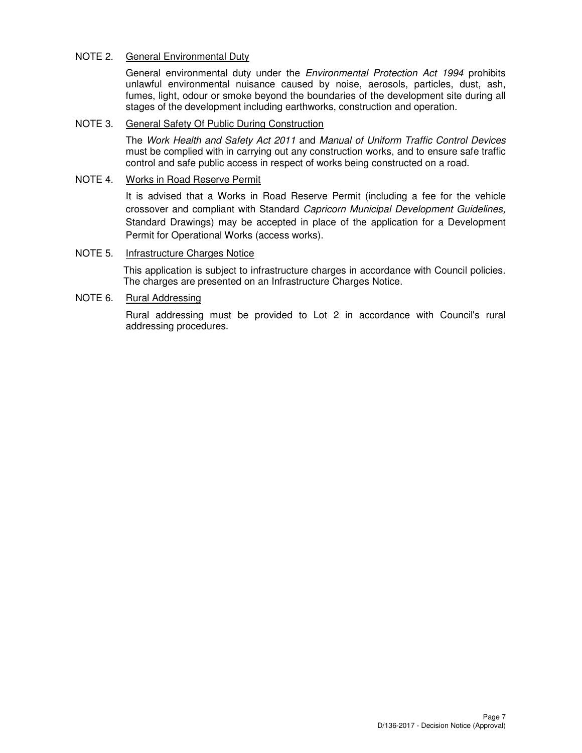NOTE 2. General Environmental Duty

General environmental duty under the *Environmental Protection Act 1994* prohibits unlawful environmental nuisance caused by noise, aerosols, particles, dust, ash, fumes, light, odour or smoke beyond the boundaries of the development site during all stages of the development including earthworks, construction and operation.

NOTE 3. General Safety Of Public During Construction

The *Work Health and Safety Act 2011* and *Manual of Uniform Traffic Control Devices* must be complied with in carrying out any construction works, and to ensure safe traffic control and safe public access in respect of works being constructed on a road.

NOTE 4. Works in Road Reserve Permit

It is advised that a Works in Road Reserve Permit (including a fee for the vehicle crossover and compliant with Standard *Capricorn Municipal Development Guidelines,* Standard Drawings) may be accepted in place of the application for a Development Permit for Operational Works (access works).

NOTE 5. Infrastructure Charges Notice

This application is subject to infrastructure charges in accordance with Council policies. The charges are presented on an Infrastructure Charges Notice.

NOTE 6. Rural Addressing

Rural addressing must be provided to Lot 2 in accordance with Council's rural addressing procedures.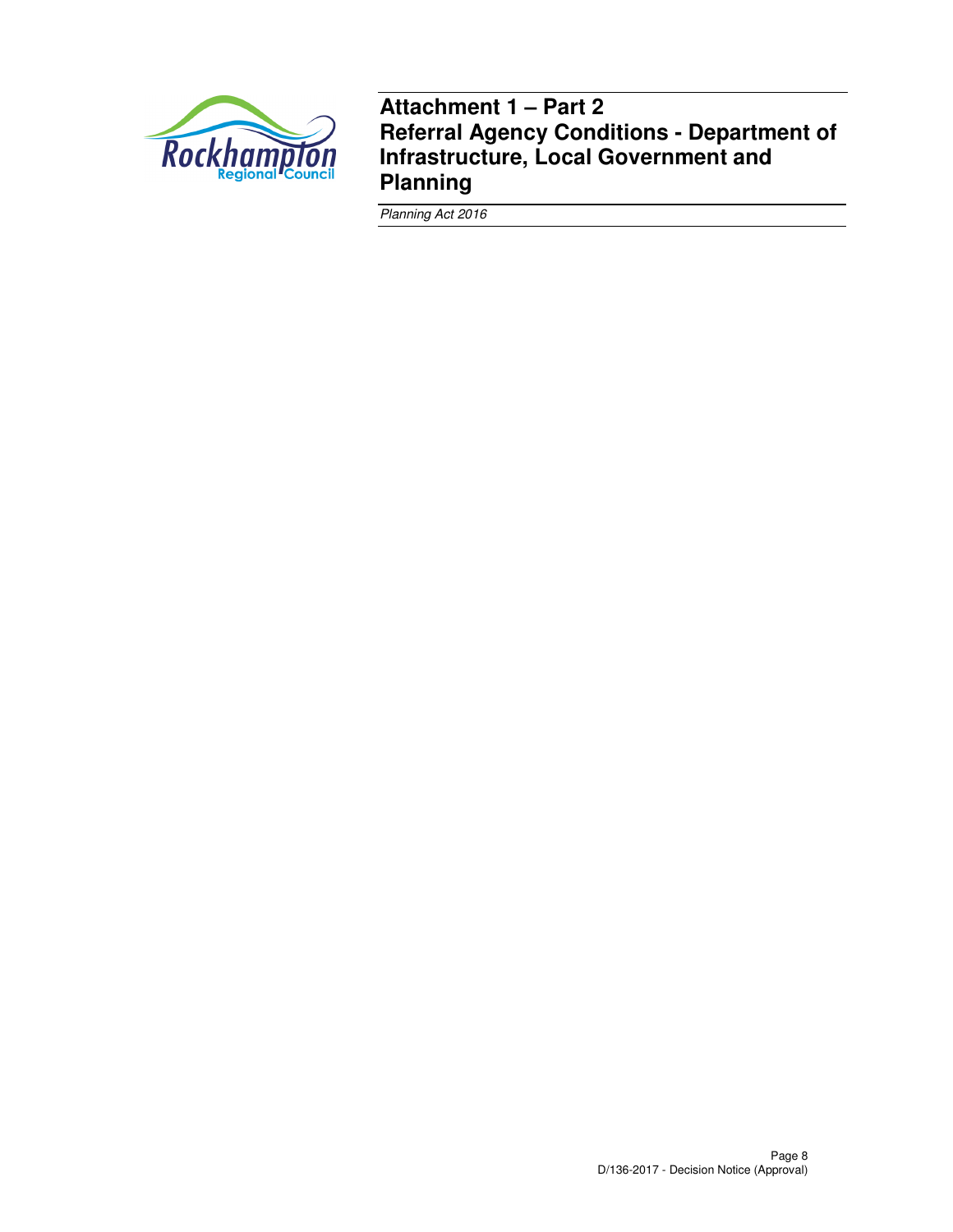# Attachment 1 – Part 2
# Referral Agency Conditions - Department of Infrastructure, Local Government and Planning

*Planning Act 2016*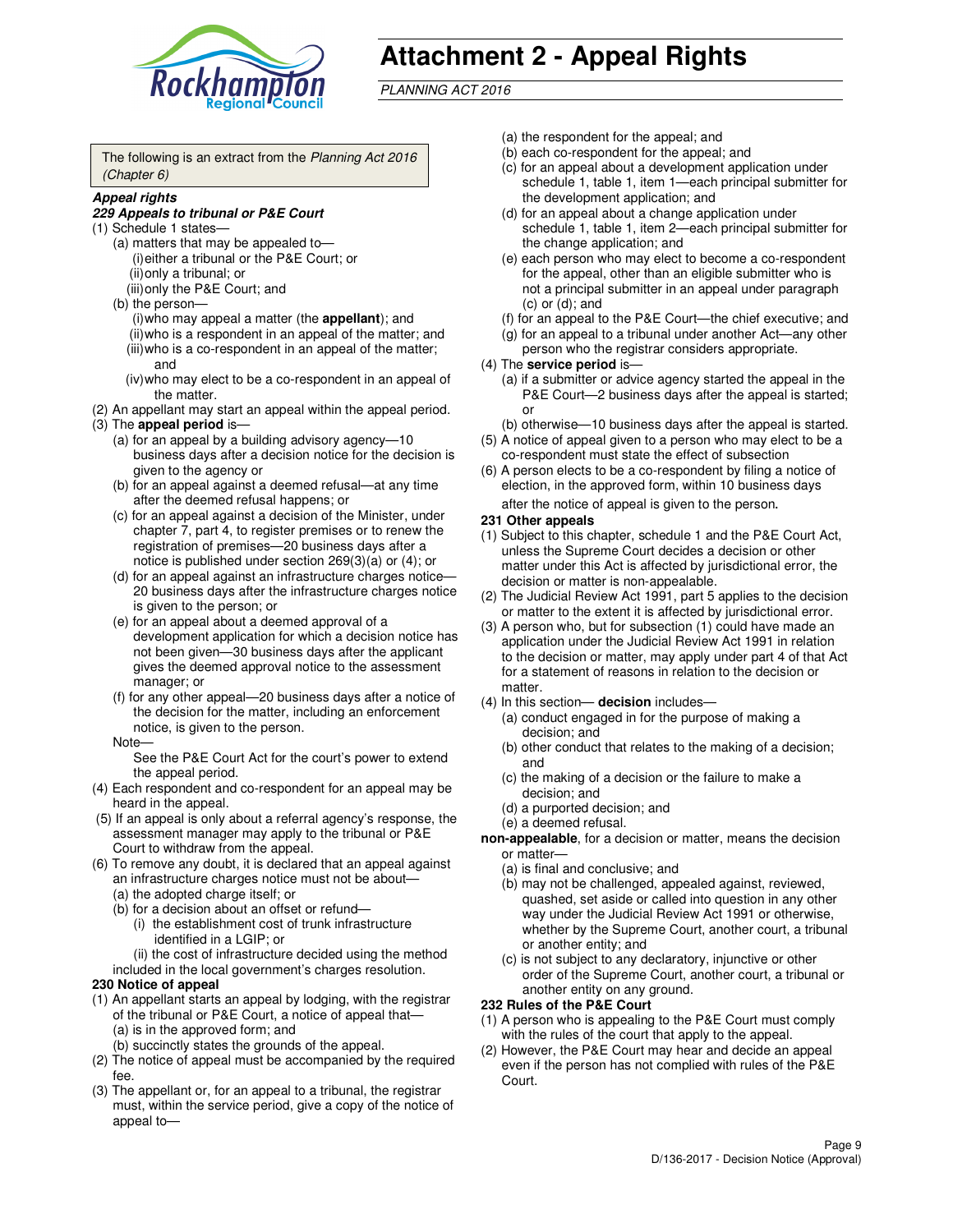# Attachment 2 - Appeal Rights

*PLANNING ACT 2016*

The following is an extract from the *Planning Act 2016 (Chapter 6)*

***Appeal rights***

***229 Appeals to tribunal or P&E Court***

(1) Schedule 1 states—

(a) matters that may be appealed to—

(i) either a tribunal or the P&E Court; or

(ii) only a tribunal; or

(iii) only the P&E Court; and

(b) the person—

(i) who may appeal a matter (the **appellant**); and

(ii) who is a respondent in an appeal of the matter; and

(iii) who is a co-respondent in an appeal of the matter; and

(iv) who may elect to be a co-respondent in an appeal of the matter.

(2) An appellant may start an appeal within the appeal period.

(3) The **appeal period** is—

(a) for an appeal by a building advisory agency—10 business days after a decision notice for the decision is given to the agency or

(b) for an appeal against a deemed refusal—at any time after the deemed refusal happens; or

(c) for an appeal against a decision of the Minister, under chapter 7, part 4, to register premises or to renew the registration of premises—20 business days after a notice is published under section 269(3)(a) or (4); or

(d) for an appeal against an infrastructure charges notice—20 business days after the infrastructure charges notice is given to the person; or

(e) for an appeal about a deemed approval of a development application for which a decision notice has not been given—30 business days after the applicant gives the deemed approval notice to the assessment manager; or

(f) for any other appeal—20 business days after a notice of the decision for the matter, including an enforcement notice, is given to the person.

Note—

See the P&E Court Act for the court's power to extend the appeal period.

(4) Each respondent and co-respondent for an appeal may be heard in the appeal.

(5) If an appeal is only about a referral agency's response, the assessment manager may apply to the tribunal or P&E Court to withdraw from the appeal.

(6) To remove any doubt, it is declared that an appeal against an infrastructure charges notice must not be about—

(a) the adopted charge itself; or

(b) for a decision about an offset or refund—

(i) the establishment cost of trunk infrastructure identified in a LGIP; or

(ii) the cost of infrastructure decided using the method included in the local government's charges resolution.

**230 Notice of appeal**

(1) An appellant starts an appeal by lodging, with the registrar of the tribunal or P&E Court, a notice of appeal that—

(a) is in the approved form; and

(b) succinctly states the grounds of the appeal.

(2) The notice of appeal must be accompanied by the required fee.

(3) The appellant or, for an appeal to a tribunal, the registrar must, within the service period, give a copy of the notice of appeal to—

(a) the respondent for the appeal; and

(b) each co-respondent for the appeal; and

(c) for an appeal about a development application under schedule 1, table 1, item 1—each principal submitter for the development application; and

(d) for an appeal about a change application under schedule 1, table 1, item 2—each principal submitter for the change application; and

(e) each person who may elect to become a co-respondent for the appeal, other than an eligible submitter who is not a principal submitter in an appeal under paragraph (c) or (d); and

(f) for an appeal to the P&E Court—the chief executive; and

(g) for an appeal to a tribunal under another Act—any other person who the registrar considers appropriate.

(4) The **service period** is—

(a) if a submitter or advice agency started the appeal in the P&E Court—2 business days after the appeal is started; or

(b) otherwise—10 business days after the appeal is started.

(5) A notice of appeal given to a person who may elect to be a co-respondent must state the effect of subsection

(6) A person elects to be a co-respondent by filing a notice of election, in the approved form, within 10 business days after the notice of appeal is given to the person.

**231 Other appeals**

(1) Subject to this chapter, schedule 1 and the P&E Court Act, unless the Supreme Court decides a decision or other matter under this Act is affected by jurisdictional error, the decision or matter is non-appealable.

(2) The Judicial Review Act 1991, part 5 applies to the decision or matter to the extent it is affected by jurisdictional error.

(3) A person who, but for subsection (1) could have made an application under the Judicial Review Act 1991 in relation to the decision or matter, may apply under part 4 of that Act for a statement of reasons in relation to the decision or matter.

(4) In this section— **decision** includes—

(a) conduct engaged in for the purpose of making a decision; and

(b) other conduct that relates to the making of a decision; and

(c) the making of a decision or the failure to make a decision; and

(d) a purported decision; and

(e) a deemed refusal.

**non-appealable**, for a decision or matter, means the decision or matter—

(a) is final and conclusive; and

(b) may not be challenged, appealed against, reviewed, quashed, set aside or called into question in any other way under the Judicial Review Act 1991 or otherwise, whether by the Supreme Court, another court, a tribunal or another entity; and

(c) is not subject to any declaratory, injunctive or other order of the Supreme Court, another court, a tribunal or another entity on any ground.

**232 Rules of the P&E Court**

(1) A person who is appealing to the P&E Court must comply with the rules of the court that apply to the appeal.

(2) However, the P&E Court may hear and decide an appeal even if the person has not complied with rules of the P&E Court.

D/136-2017 - Decision Notice (Approval)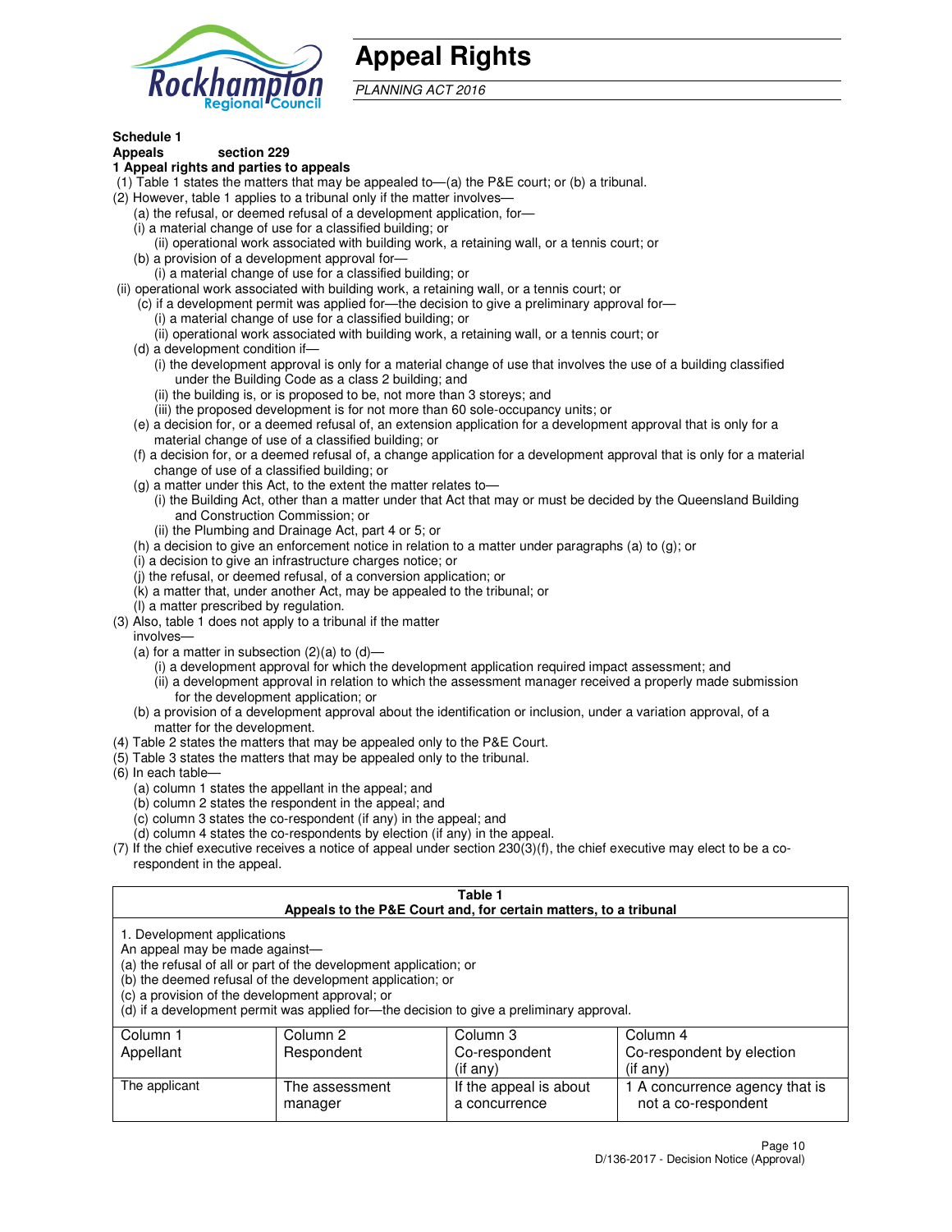# Appeal Rights

*PLANNING ACT 2016*

**Schedule 1**
**Appeals section 229**
**1 Appeal rights and parties to appeals**

(1) Table 1 states the matters that may be appealed to—(a) the P&E court; or (b) a tribunal.

(2) However, table 1 applies to a tribunal only if the matter involves—

(a) the refusal, or deemed refusal of a development application, for—

(i) a material change of use for a classified building; or

(ii) operational work associated with building work, a retaining wall, or a tennis court; or

(b) a provision of a development approval for—

(i) a material change of use for a classified building; or

(ii) operational work associated with building work, a retaining wall, or a tennis court; or

(c) if a development permit was applied for—the decision to give a preliminary approval for—

(i) a material change of use for a classified building; or

(ii) operational work associated with building work, a retaining wall, or a tennis court; or

(d) a development condition if—

(i) the development approval is only for a material change of use that involves the use of a building classified under the Building Code as a class 2 building; and

(ii) the building is, or is proposed to be, not more than 3 storeys; and

(iii) the proposed development is for not more than 60 sole-occupancy units; or

(e) a decision for, or a deemed refusal of, an extension application for a development approval that is only for a material change of use of a classified building; or

(f) a decision for, or a deemed refusal of, a change application for a development approval that is only for a material change of use of a classified building; or

(g) a matter under this Act, to the extent the matter relates to—

(i) the Building Act, other than a matter under that Act that may or must be decided by the Queensland Building and Construction Commission; or

(ii) the Plumbing and Drainage Act, part 4 or 5; or

(h) a decision to give an enforcement notice in relation to a matter under paragraphs (a) to (g); or

(i) a decision to give an infrastructure charges notice; or

(j) the refusal, or deemed refusal, of a conversion application; or

(k) a matter that, under another Act, may be appealed to the tribunal; or

(l) a matter prescribed by regulation.

(3) Also, table 1 does not apply to a tribunal if the matter involves—

(a) for a matter in subsection (2)(a) to (d)—

(i) a development approval for which the development application required impact assessment; and

(ii) a development approval in relation to which the assessment manager received a properly made submission for the development application; or

(b) a provision of a development approval about the identification or inclusion, under a variation approval, of a matter for the development.

(4) Table 2 states the matters that may be appealed only to the P&E Court.

(5) Table 3 states the matters that may be appealed only to the tribunal.

(6) In each table—

(a) column 1 states the appellant in the appeal; and

(b) column 2 states the respondent in the appeal; and

(c) column 3 states the co-respondent (if any) in the appeal; and

(d) column 4 states the co-respondents by election (if any) in the appeal.

(7) If the chief executive receives a notice of appeal under section 230(3)(f), the chief executive may elect to be a co-respondent in the appeal.

**Table 1**
**Appeals to the P&E Court and, for certain matters, to a tribunal**

1. Development applications
An appeal may be made against—
(a) the refusal of all or part of the development application; or
(b) the deemed refusal of the development application; or
(c) a provision of the development approval; or
(d) if a development permit was applied for—the decision to give a preliminary approval.

| Column 1 Appellant | Column 2 Respondent | Column 3 Co-respondent (if any) | Column 4 Co-respondent by election (if any) |
|---|---|---|---|
| The applicant | The assessment manager | If the appeal is about a concurrence | 1 A concurrence agency that is not a co-respondent |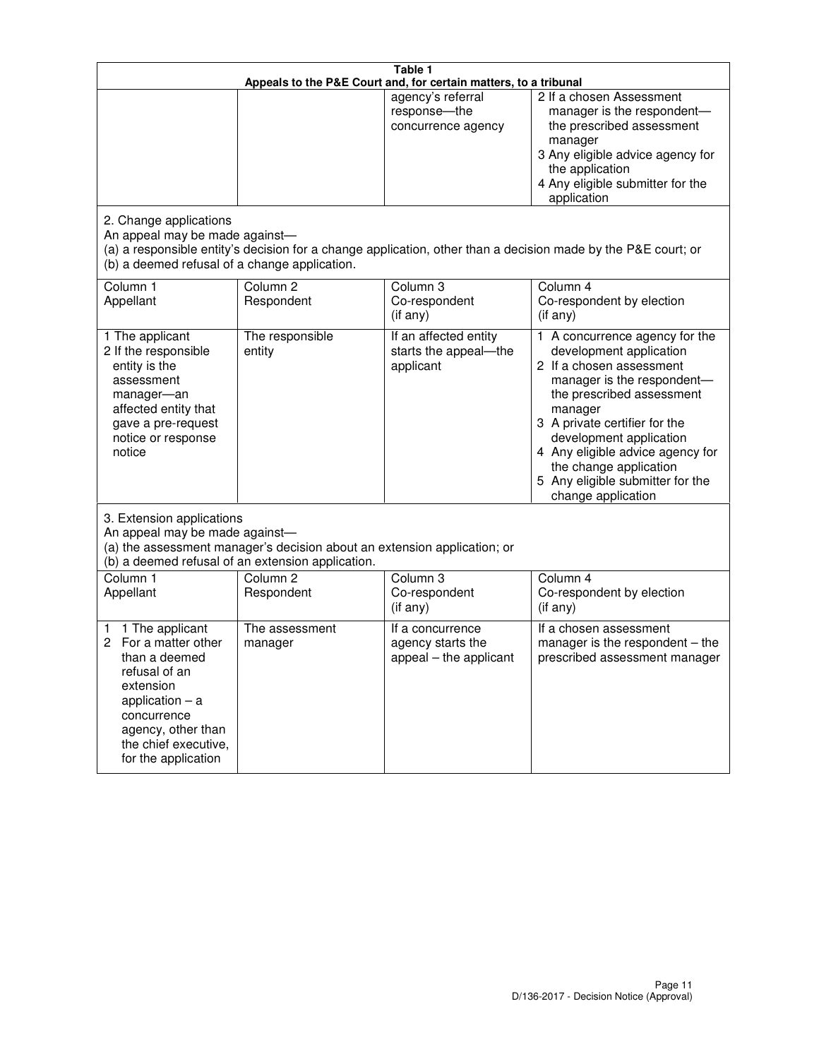| Table 1 | | | |
|---|---|---|---|
| **Appeals to the P&E Court and, for certain matters, to a tribunal** | | | |
| | | agency's referral response—the concurrence agency | 2 If a chosen Assessment manager is the respondent—the prescribed assessment manager<br>3 Any eligible advice agency for the application<br>4 Any eligible submitter for the application |
| 2. Change applications<br>An appeal may be made against—<br>(a) a responsible entity's decision for a change application, other than a decision made by the P&E court; or<br>(b) a deemed refusal of a change application. | | | |
| Column 1<br>Appellant | Column 2<br>Respondent | Column 3<br>Co-respondent<br>(if any) | Column 4<br>Co-respondent by election<br>(if any) |
| 1 The applicant<br>2 If the responsible entity is the assessment manager—an affected entity that gave a pre-request notice or response notice | The responsible entity | If an affected entity starts the appeal—the applicant | 1 A concurrence agency for the development application<br>2 If a chosen assessment manager is the respondent—the prescribed assessment manager<br>3 A private certifier for the development application<br>4 Any eligible advice agency for the change application<br>5 Any eligible submitter for the change application |
| 3. Extension applications<br>An appeal may be made against—<br>(a) the assessment manager's decision about an extension application; or<br>(b) a deemed refusal of an extension application. | | | |
| Column 1<br>Appellant | Column 2<br>Respondent | Column 3<br>Co-respondent<br>(if any) | Column 4<br>Co-respondent by election<br>(if any) |
| 1 1 The applicant<br>2 For a matter other than a deemed refusal of an extension application – a concurrence agency, other than the chief executive, for the application | The assessment manager | If a concurrence agency starts the appeal – the applicant | If a chosen assessment manager is the respondent – the prescribed assessment manager |

D/136-2017 - Decision Notice (Approval)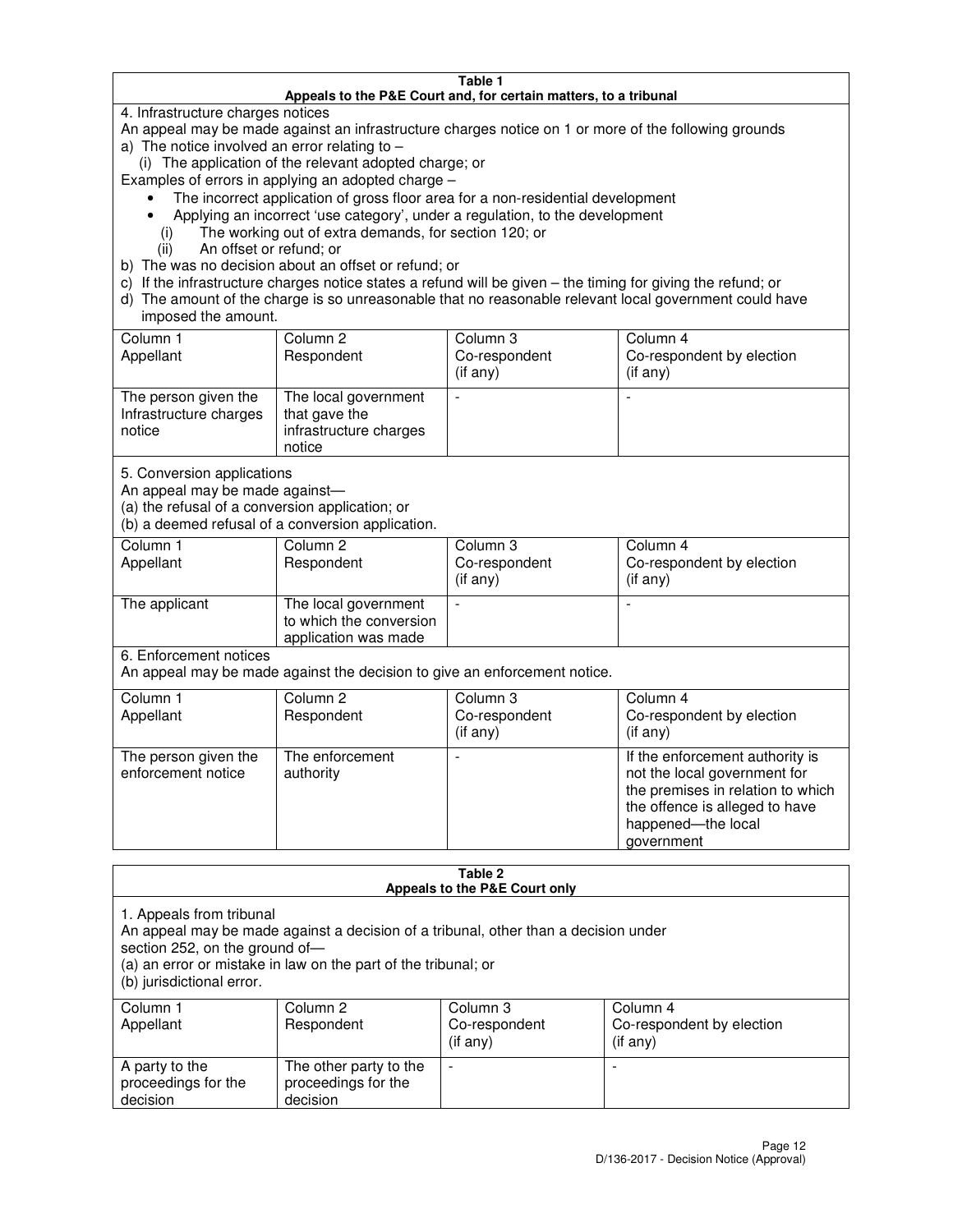**Table 1**
**Appeals to the P&E Court and, for certain matters, to a tribunal**

4. Infrastructure charges notices

An appeal may be made against an infrastructure charges notice on 1 or more of the following grounds

a) The notice involved an error relating to –
   (i) The application of the relevant adopted charge; or

Examples of errors in applying an adopted charge –

- The incorrect application of gross floor area for a non-residential development
- Applying an incorrect 'use category', under a regulation, to the development
   (i) The working out of extra demands, for section 120; or
   (ii) An offset or refund; or

b) The was no decision about an offset or refund; or

c) If the infrastructure charges notice states a refund will be given – the timing for giving the refund; or

d) The amount of the charge is so unreasonable that no reasonable relevant local government could have imposed the amount.

| Column 1 Appellant | Column 2 Respondent | Column 3 Co-respondent (if any) | Column 4 Co-respondent by election (if any) |
|---|---|---|---|
| The person given the Infrastructure charges notice | The local government that gave the infrastructure charges notice | - | - |

5. Conversion applications

An appeal may be made against—

(a) the refusal of a conversion application; or

(b) a deemed refusal of a conversion application.

| Column 1 Appellant | Column 2 Respondent | Column 3 Co-respondent (if any) | Column 4 Co-respondent by election (if any) |
|---|---|---|---|
| The applicant | The local government to which the conversion application was made | - | - |

6. Enforcement notices

An appeal may be made against the decision to give an enforcement notice.

| Column 1 Appellant | Column 2 Respondent | Column 3 Co-respondent (if any) | Column 4 Co-respondent by election (if any) |
|---|---|---|---|
| The person given the enforcement notice | The enforcement authority | - | If the enforcement authority is not the local government for the premises in relation to which the offence is alleged to have happened—the local government |

**Table 2**
**Appeals to the P&E Court only**

1. Appeals from tribunal

An appeal may be made against a decision of a tribunal, other than a decision under section 252, on the ground of—

(a) an error or mistake in law on the part of the tribunal; or

(b) jurisdictional error.

| Column 1 Appellant | Column 2 Respondent | Column 3 Co-respondent (if any) | Column 4 Co-respondent by election (if any) |
|---|---|---|---|
| A party to the proceedings for the decision | The other party to the proceedings for the decision | - | - |

D/136-2017 - Decision Notice (Approval)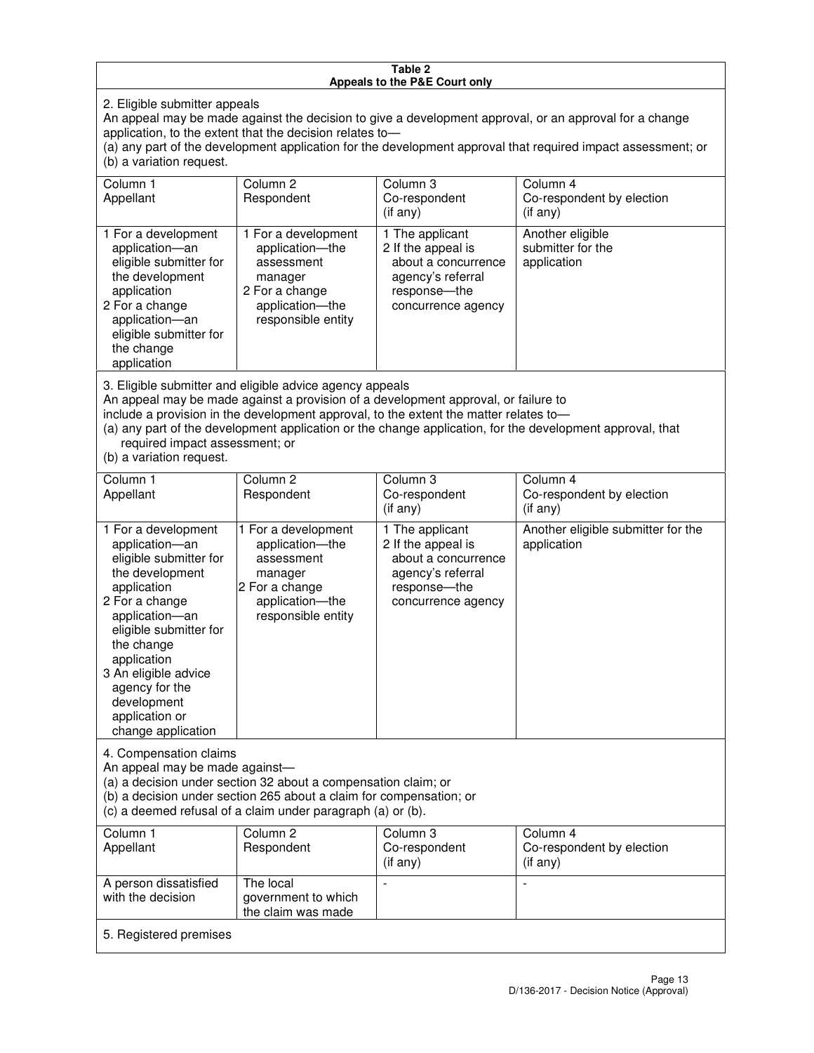**Table 2**
**Appeals to the P&E Court only**

2. Eligible submitter appeals

An appeal may be made against the decision to give a development approval, or an approval for a change application, to the extent that the decision relates to—
(a) any part of the development application for the development approval that required impact assessment; or
(b) a variation request.

| Column 1<br>Appellant | Column 2<br>Respondent | Column 3<br>Co-respondent<br>(if any) | Column 4<br>Co-respondent by election<br>(if any) |
|---|---|---|---|
| 1 For a development application—an eligible submitter for the development application<br>2 For a change application—an eligible submitter for the change application | 1 For a development application—the assessment manager<br>2 For a change application—the responsible entity | 1 The applicant<br>2 If the appeal is about a concurrence agency's referral response—the concurrence agency | Another eligible submitter for the application |

3. Eligible submitter and eligible advice agency appeals

An appeal may be made against a provision of a development approval, or failure to include a provision in the development approval, to the extent the matter relates to—
(a) any part of the development application or the change application, for the development approval, that required impact assessment; or
(b) a variation request.

| Column 1<br>Appellant | Column 2<br>Respondent | Column 3<br>Co-respondent<br>(if any) | Column 4<br>Co-respondent by election<br>(if any) |
|---|---|---|---|
| 1 For a development application—an eligible submitter for the development application<br>2 For a change application—an eligible submitter for the change application<br>3 An eligible advice agency for the development application or change application | 1 For a development application—the assessment manager<br>2 For a change application—the responsible entity | 1 The applicant<br>2 If the appeal is about a concurrence agency's referral response—the concurrence agency | Another eligible submitter for the application |

4. Compensation claims

An appeal may be made against—
(a) a decision under section 32 about a compensation claim; or
(b) a decision under section 265 about a claim for compensation; or
(c) a deemed refusal of a claim under paragraph (a) or (b).

| Column 1<br>Appellant | Column 2<br>Respondent | Column 3<br>Co-respondent<br>(if any) | Column 4<br>Co-respondent by election<br>(if any) |
|---|---|---|---|
| A person dissatisfied with the decision | The local government to which the claim was made | - | - |

5. Registered premises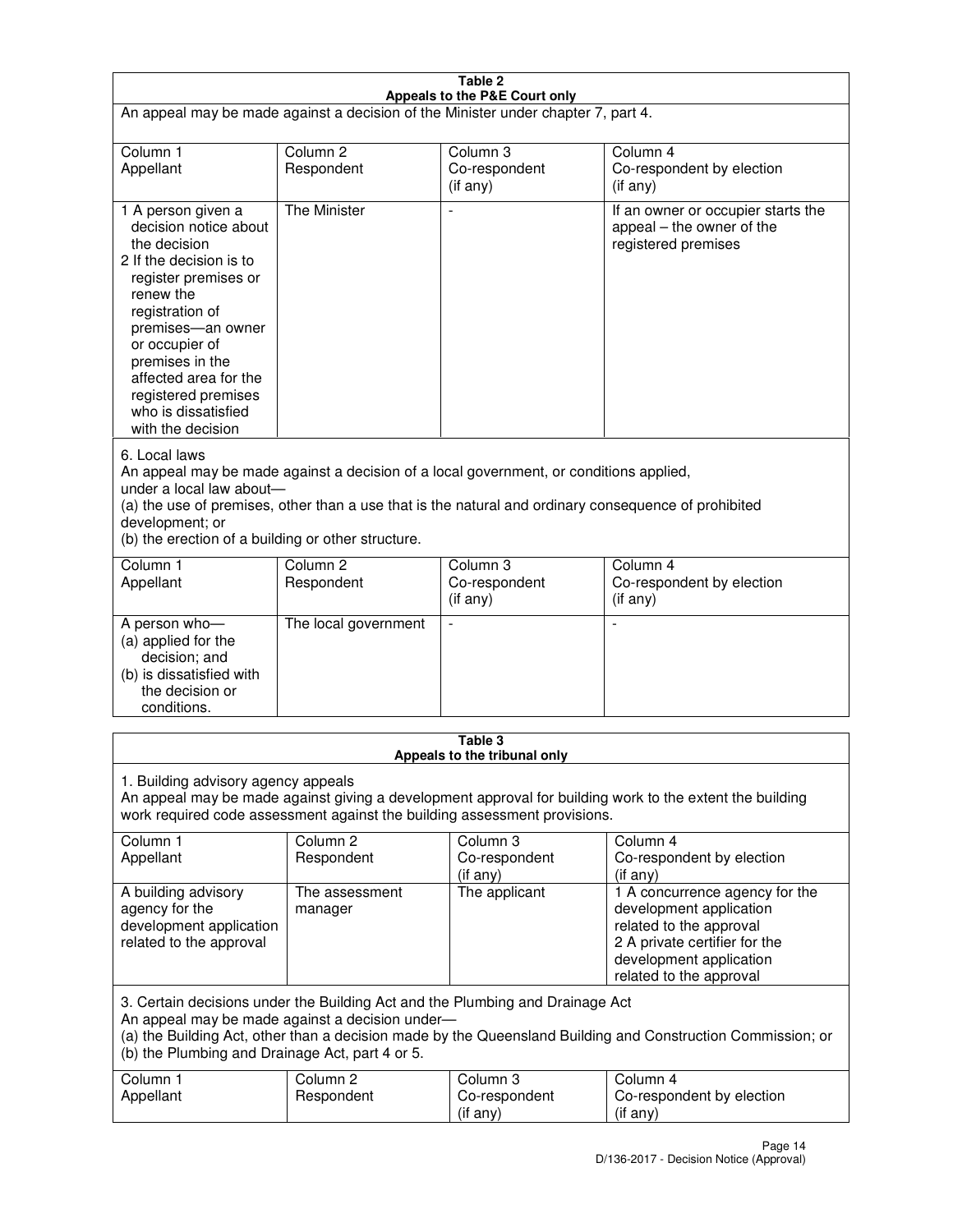**Table 2**
**Appeals to the P&E Court only**

An appeal may be made against a decision of the Minister under chapter 7, part 4.

| Column 1 Appellant | Column 2 Respondent | Column 3 Co-respondent (if any) | Column 4 Co-respondent by election (if any) |
|---|---|---|---|
| 1 A person given a decision notice about the decision<br>2 If the decision is to register premises or renew the registration of premises—an owner or occupier of premises in the affected area for the registered premises who is dissatisfied with the decision | The Minister | - | If an owner or occupier starts the appeal – the owner of the registered premises |

6. Local laws

An appeal may be made against a decision of a local government, or conditions applied, under a local law about—
(a) the use of premises, other than a use that is the natural and ordinary consequence of prohibited development; or
(b) the erection of a building or other structure.

| Column 1 Appellant | Column 2 Respondent | Column 3 Co-respondent (if any) | Column 4 Co-respondent by election (if any) |
|---|---|---|---|
| A person who—<br>(a) applied for the decision; and<br>(b) is dissatisfied with the decision or conditions. | The local government | - | - |

**Table 3**
**Appeals to the tribunal only**

1. Building advisory agency appeals

An appeal may be made against giving a development approval for building work to the extent the building work required code assessment against the building assessment provisions.

| Column 1 Appellant | Column 2 Respondent | Column 3 Co-respondent (if any) | Column 4 Co-respondent by election (if any) |
|---|---|---|---|
| A building advisory agency for the development application related to the approval | The assessment manager | The applicant | 1 A concurrence agency for the development application related to the approval<br>2 A private certifier for the development application related to the approval |

3. Certain decisions under the Building Act and the Plumbing and Drainage Act

An appeal may be made against a decision under—
(a) the Building Act, other than a decision made by the Queensland Building and Construction Commission; or
(b) the Plumbing and Drainage Act, part 4 or 5.

| Column 1 Appellant | Column 2 Respondent | Column 3 Co-respondent (if any) | Column 4 Co-respondent by election (if any) |
|---|---|---|---|

D/136-2017 - Decision Notice (Approval)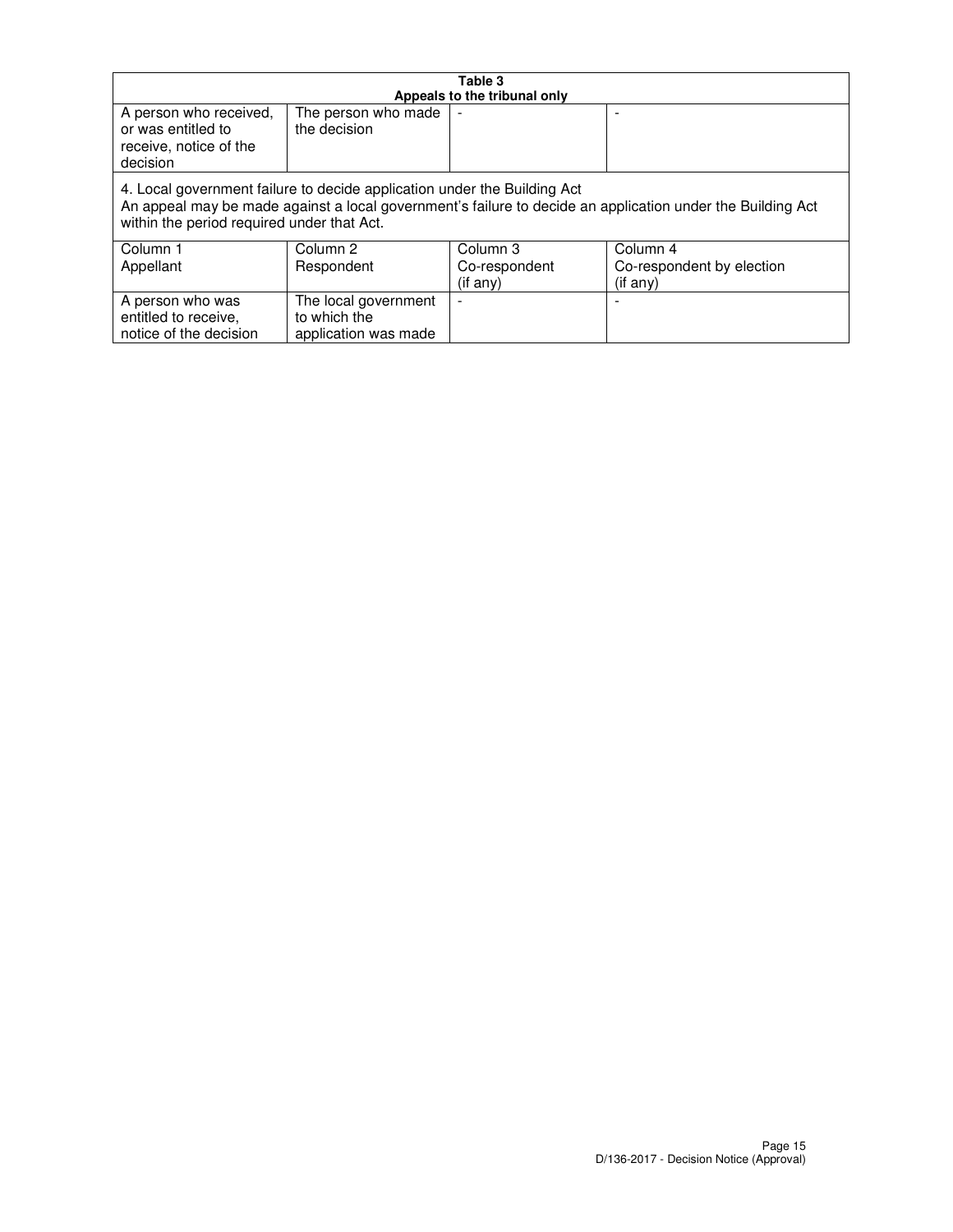| Table 3 Appeals to the tribunal only | | | |
|---|---|---|---|
| A person who received, or was entitled to receive, notice of the decision | The person who made the decision | - | - |
| 4. Local government failure to decide application under the Building Act An appeal may be made against a local government's failure to decide an application under the Building Act within the period required under that Act. | | | |
| Column 1 Appellant | Column 2 Respondent | Column 3 Co-respondent (if any) | Column 4 Co-respondent by election (if any) |
| A person who was entitled to receive, notice of the decision | The local government to which the application was made | - | - |